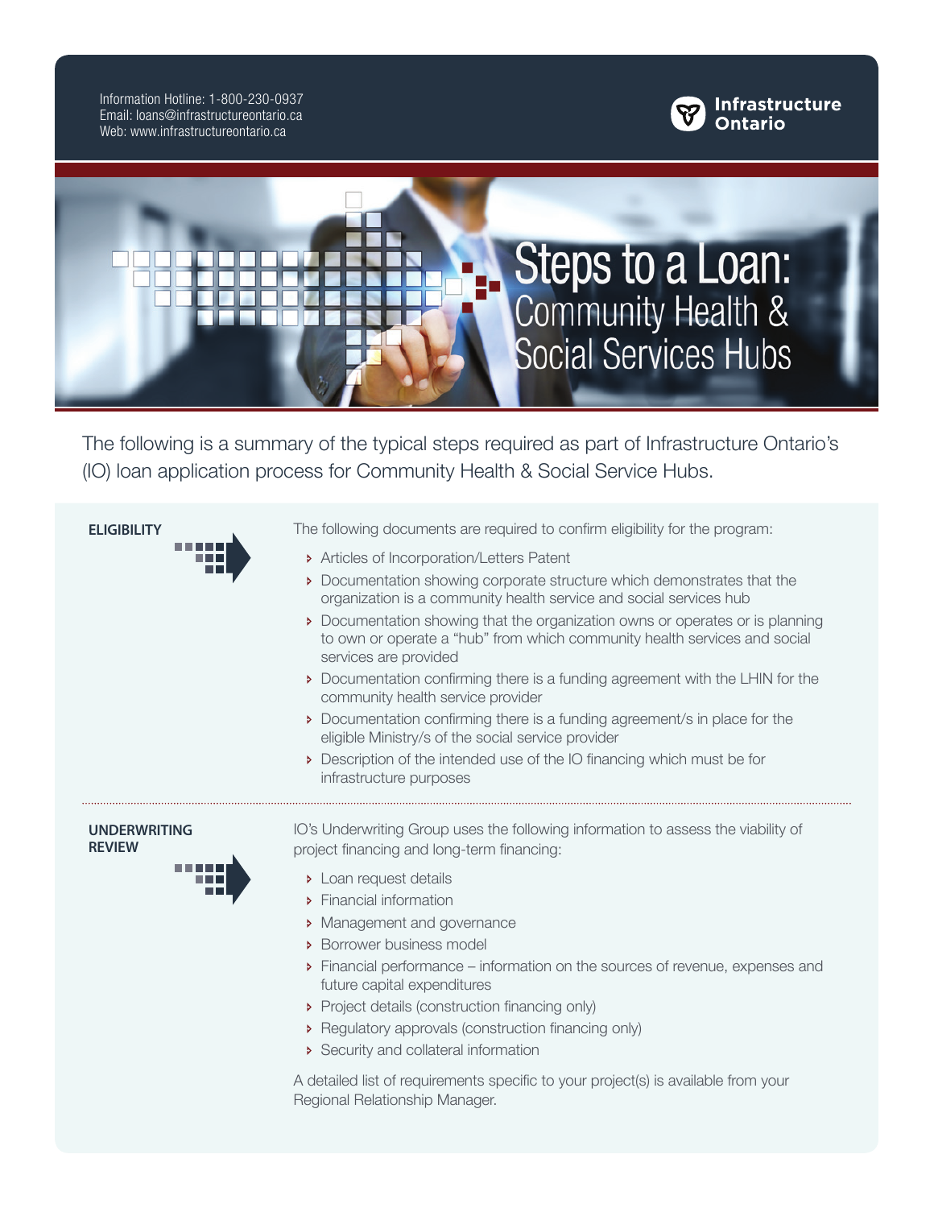Information Hotline: 1-800-230-0937
Email: loans@infrastructureontario.ca
Web: www.infrastructureontario.ca

**Infrastructure Ontario**

# Steps to a Loan: Community Health & Social Services Hubs

The following is a summary of the typical steps required as part of Infrastructure Ontario's (IO) loan application process for Community Health & Social Service Hubs.

## ELIGIBILITY

The following documents are required to confirm eligibility for the program:

- Articles of Incorporation/Letters Patent
- Documentation showing corporate structure which demonstrates that the organization is a community health service and social services hub
- Documentation showing that the organization owns or operates or is planning to own or operate a "hub" from which community health services and social services are provided
- Documentation confirming there is a funding agreement with the LHIN for the community health service provider
- Documentation confirming there is a funding agreement/s in place for the eligible Ministry/s of the social service provider
- Description of the intended use of the IO financing which must be for infrastructure purposes

## UNDERWRITING REVIEW

IO's Underwriting Group uses the following information to assess the viability of project financing and long-term financing:

- Loan request details
- Financial information
- Management and governance
- Borrower business model
- Financial performance – information on the sources of revenue, expenses and future capital expenditures
- Project details (construction financing only)
- Regulatory approvals (construction financing only)
- Security and collateral information

A detailed list of requirements specific to your project(s) is available from your Regional Relationship Manager.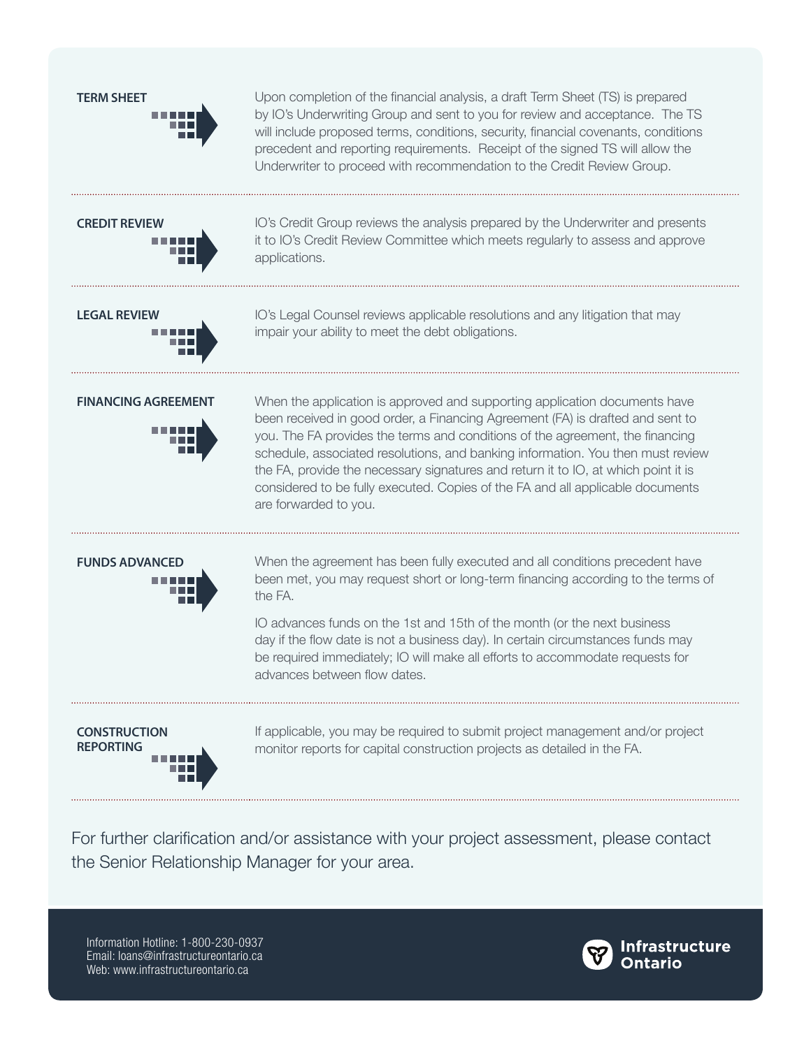### TERM SHEET

Upon completion of the financial analysis, a draft Term Sheet (TS) is prepared by IO's Underwriting Group and sent to you for review and acceptance. The TS will include proposed terms, conditions, security, financial covenants, conditions precedent and reporting requirements. Receipt of the signed TS will allow the Underwriter to proceed with recommendation to the Credit Review Group.

### CREDIT REVIEW

IO's Credit Group reviews the analysis prepared by the Underwriter and presents it to IO's Credit Review Committee which meets regularly to assess and approve applications.

### LEGAL REVIEW

IO's Legal Counsel reviews applicable resolutions and any litigation that may impair your ability to meet the debt obligations.

### FINANCING AGREEMENT

When the application is approved and supporting application documents have been received in good order, a Financing Agreement (FA) is drafted and sent to you. The FA provides the terms and conditions of the agreement, the financing schedule, associated resolutions, and banking information. You then must review the FA, provide the necessary signatures and return it to IO, at which point it is considered to be fully executed. Copies of the FA and all applicable documents are forwarded to you.

### FUNDS ADVANCED

When the agreement has been fully executed and all conditions precedent have been met, you may request short or long-term financing according to the terms of the FA.

IO advances funds on the 1st and 15th of the month (or the next business day if the flow date is not a business day). In certain circumstances funds may be required immediately; IO will make all efforts to accommodate requests for advances between flow dates.

### CONSTRUCTION REPORTING

If applicable, you may be required to submit project management and/or project monitor reports for capital construction projects as detailed in the FA.

For further clarification and/or assistance with your project assessment, please contact the Senior Relationship Manager for your area.

Information Hotline: 1-800-230-0937
Email: loans@infrastructureontario.ca
Web: www.infrastructureontario.ca

Infrastructure Ontario